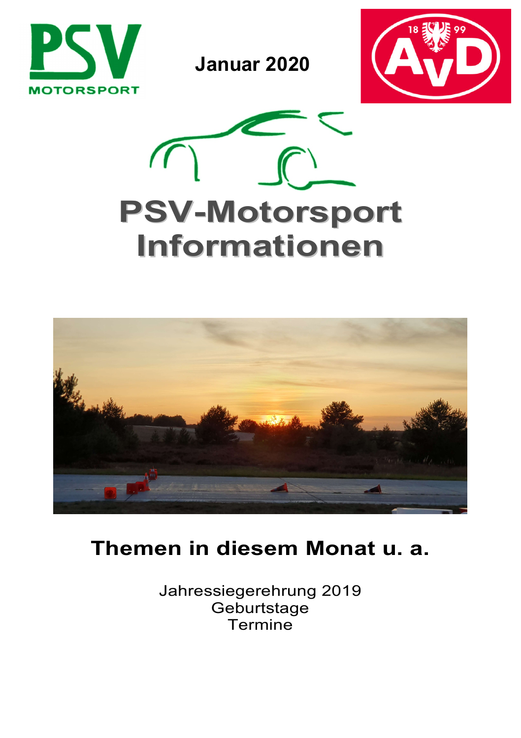PSV MOTORSPORT

**Januar 2020**

AvD 1899

# PSV-Motorsport Informationen

## Themen in diesem Monat u. a.

Jahressiegerehrung 2019
Geburtstage
Termine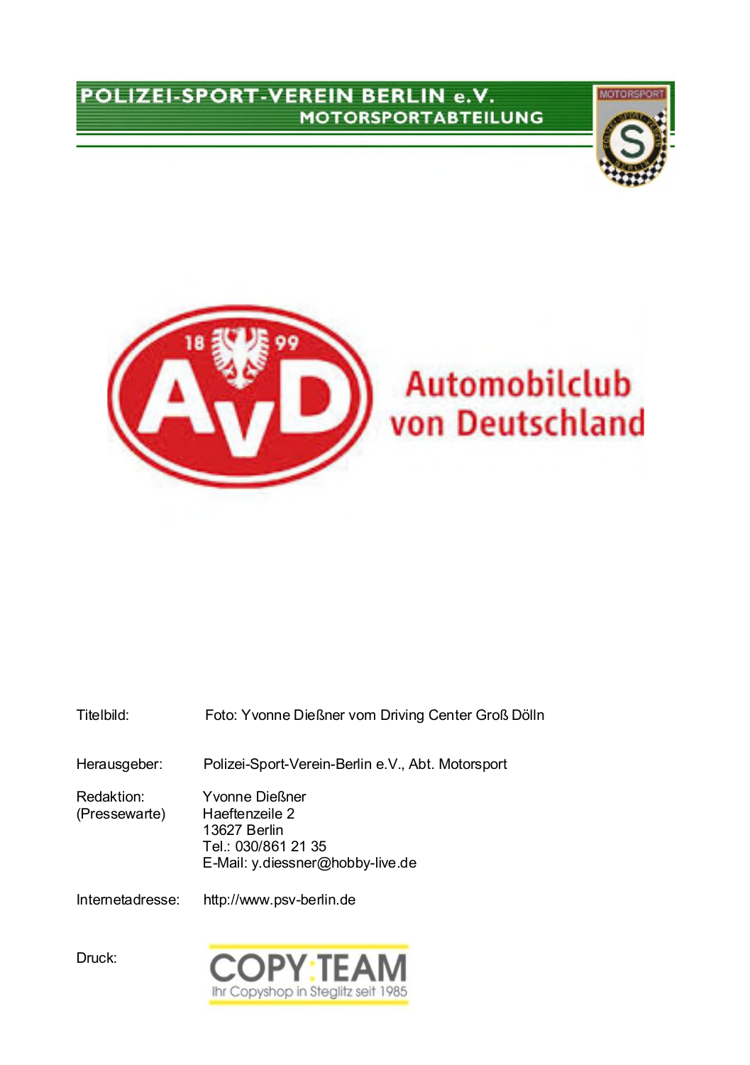# POLIZEI-SPORT-VEREIN BERLIN e.V.

## MOTORSPORTABTEILUNG

Automobilclub von Deutschland

Titelbild: Foto: Yvonne Dießner vom Driving Center Groß Dölln

Herausgeber: Polizei-Sport-Verein-Berlin e.V., Abt. Motorsport

Redaktion: (Pressewarte)
Yvonne Dießner
Haeftenzeile 2
13627 Berlin
Tel.: 030/861 21 35
E-Mail: y.diessner@hobby-live.de

Internetadresse: http://www.psv-berlin.de

Druck: COPY TEAM – Ihr Copyshop in Steglitz seit 1985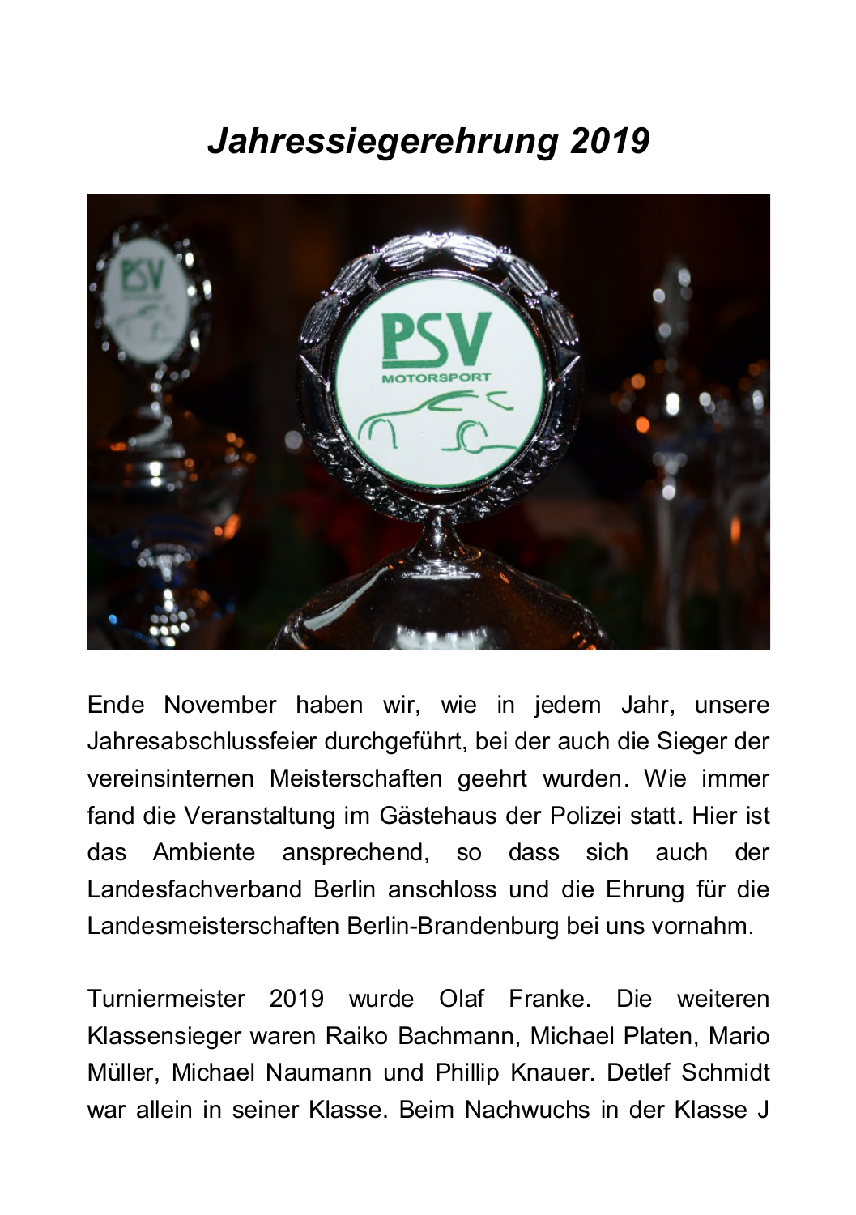# *Jahressiegerehrung 2019*

Ende November haben wir, wie in jedem Jahr, unsere Jahresabschlussfeier durchgeführt, bei der auch die Sieger der vereinsinternen Meisterschaften geehrt wurden. Wie immer fand die Veranstaltung im Gästehaus der Polizei statt. Hier ist das Ambiente ansprechend, so dass sich auch der Landesfachverband Berlin anschloss und die Ehrung für die Landesmeisterschaften Berlin-Brandenburg bei uns vornahm.

Turniermeister 2019 wurde Olaf Franke. Die weiteren Klassensieger waren Raiko Bachmann, Michael Platen, Mario Müller, Michael Naumann und Phillip Knauer. Detlef Schmidt war allein in seiner Klasse. Beim Nachwuchs in der Klasse J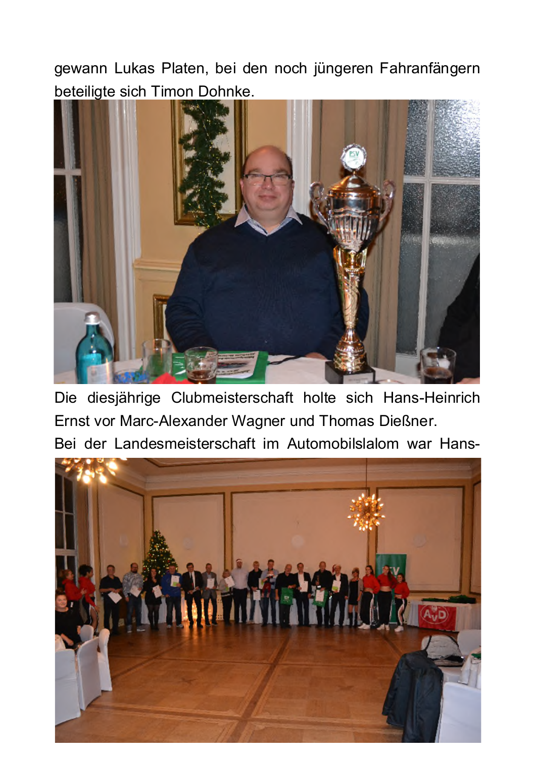gewann Lukas Platen, bei den noch jüngeren Fahranfängern beteiligte sich Timon Dohnke.

Die diesjährige Clubmeisterschaft holte sich Hans-Heinrich Ernst vor Marc-Alexander Wagner und Thomas Dießner.

Bei der Landesmeisterschaft im Automobilslalom war Hans-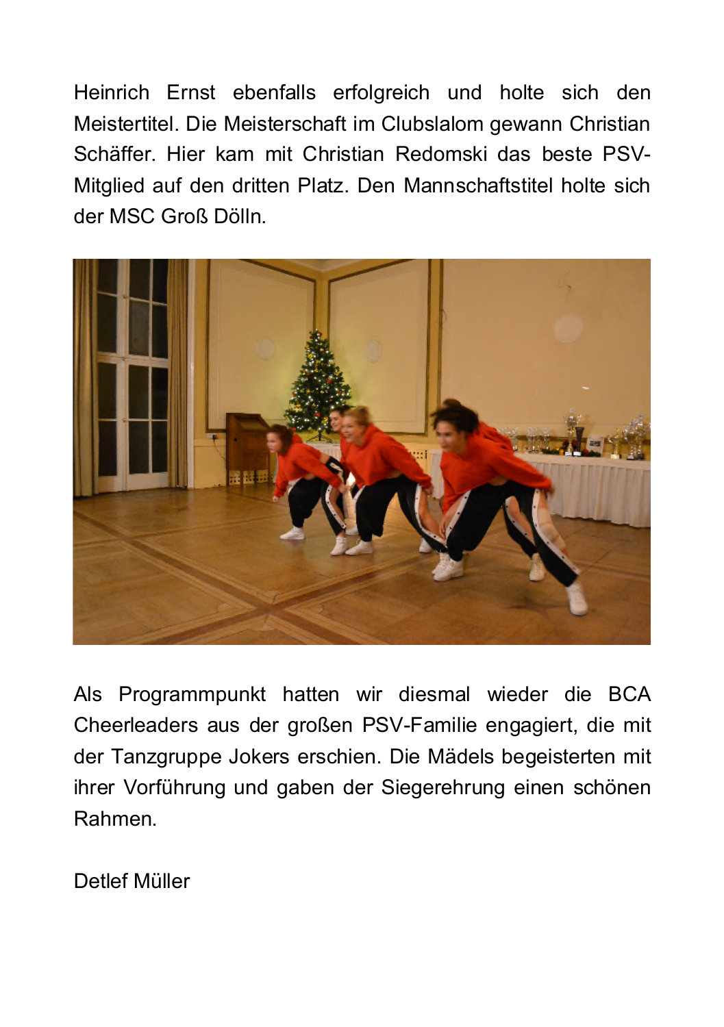Heinrich Ernst ebenfalls erfolgreich und holte sich den Meistertitel. Die Meisterschaft im Clubslalom gewann Christian Schäffer. Hier kam mit Christian Redomski das beste PSV-Mitglied auf den dritten Platz. Den Mannschaftstitel holte sich der MSC Groß Dölln.

Als Programmpunkt hatten wir diesmal wieder die BCA Cheerleaders aus der großen PSV-Familie engagiert, die mit der Tanzgruppe Jokers erschien. Die Mädels begeisterten mit ihrer Vorführung und gaben der Siegerehrung einen schönen Rahmen.

Detlef Müller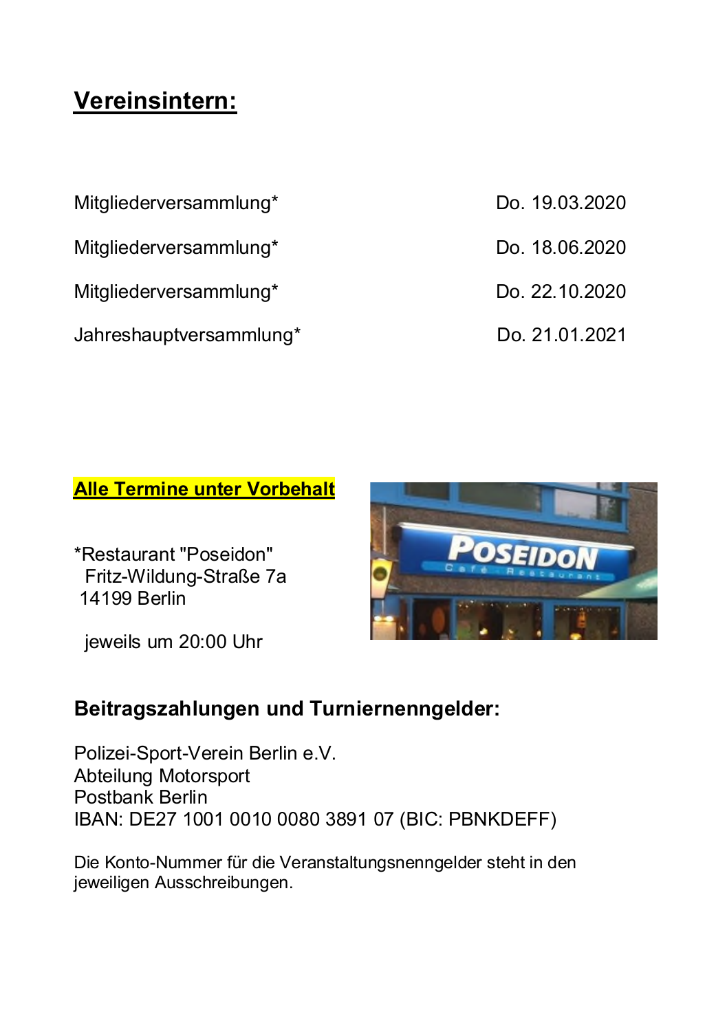## Vereinsintern:

| | |
|---|---|
| Mitgliederversammlung* | Do. 19.03.2020 |
| Mitgliederversammlung* | Do. 18.06.2020 |
| Mitgliederversammlung* | Do. 22.10.2020 |
| Jahreshauptversammlung* | Do. 21.01.2021 |

**Alle Termine unter Vorbehalt**

*Restaurant "Poseidon"
Fritz-Wildung-Straße 7a
14199 Berlin

jeweils um 20:00 Uhr

### Beitragszahlungen und Turniernenngelder:

Polizei-Sport-Verein Berlin e.V.
Abteilung Motorsport
Postbank Berlin
IBAN: DE27 1001 0010 0080 3891 07 (BIC: PBNKDEFF)

Die Konto-Nummer für die Veranstaltungsnenngelder steht in den jeweiligen Ausschreibungen.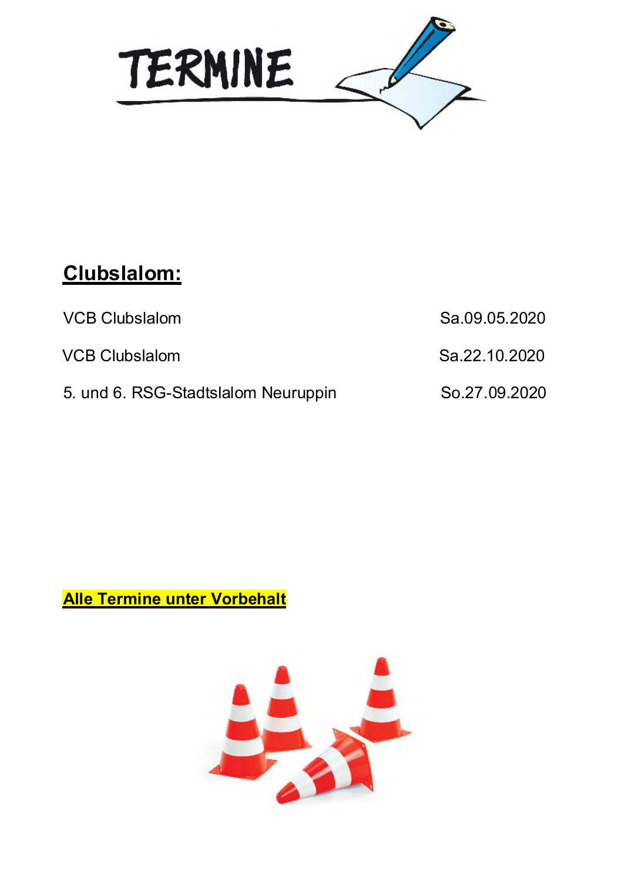# TERMINE

## Clubslalom:

| | |
|---|---|
| VCB Clubslalom | Sa.09.05.2020 |
| VCB Clubslalom | Sa.22.10.2020 |
| 5. und 6. RSG-Stadtslalom Neuruppin | So.27.09.2020 |

**Alle Termine unter Vorbehalt**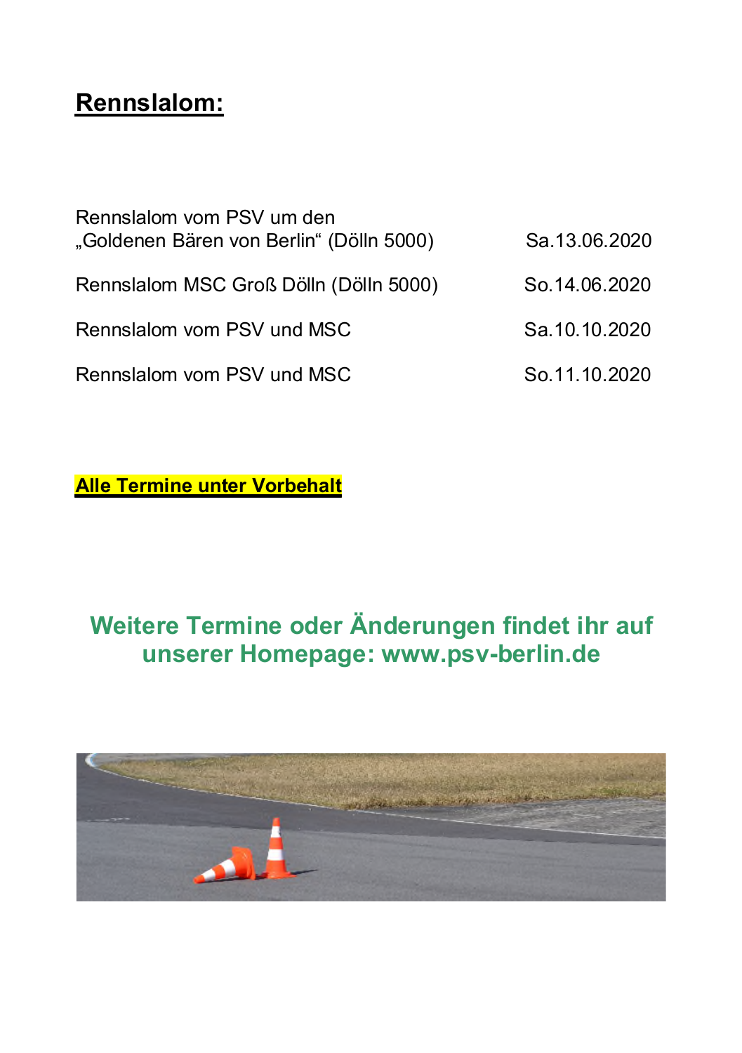# Rennslalom:

| | |
|---|---|
| Rennslalom vom PSV um den „Goldenen Bären von Berlin“ (Dölln 5000) | Sa.13.06.2020 |
| Rennslalom MSC Groß Dölln (Dölln 5000) | So.14.06.2020 |
| Rennslalom vom PSV und MSC | Sa.10.10.2020 |
| Rennslalom vom PSV und MSC | So.11.10.2020 |

**Alle Termine unter Vorbehalt**

**Weitere Termine oder Änderungen findet ihr auf unserer Homepage: www.psv-berlin.de**